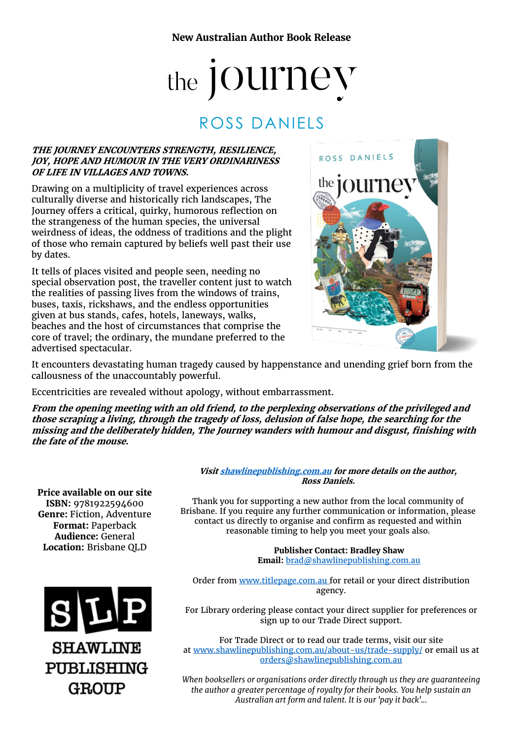**New Australian Author Book Release**

# the journey

## ROSS DANIELS

***THE JOURNEY ENCOUNTERS STRENGTH, RESILIENCE, JOY, HOPE AND HUMOUR IN THE VERY ORDINARINESS OF LIFE IN VILLAGES AND TOWNS.***

Drawing on a multiplicity of travel experiences across culturally diverse and historically rich landscapes, The Journey offers a critical, quirky, humorous reflection on the strangeness of the human species, the universal weirdness of ideas, the oddness of traditions and the plight of those who remain captured by beliefs well past their use by dates.

It tells of places visited and people seen, needing no special observation post, the traveller content just to watch the realities of passing lives from the windows of trains, buses, taxis, rickshaws, and the endless opportunities given at bus stands, cafes, hotels, laneways, walks, beaches and the host of circumstances that comprise the core of travel; the ordinary, the mundane preferred to the advertised spectacular.

It encounters devastating human tragedy caused by happenstance and unending grief born from the callousness of the unaccountably powerful.

Eccentricities are revealed without apology, without embarrassment.

***From the opening meeting with an old friend, to the perplexing observations of the privileged and those scraping a living, through the tragedy of loss, delusion of false hope, the searching for the missing and the deliberately hidden, The Journey wanders with humour and disgust, finishing with the fate of the mouse.***

**Price available on our site**
**ISBN:** 9781922594600
**Genre:** Fiction, Adventure
**Format:** Paperback
**Audience:** General
**Location:** Brisbane QLD

SLP
SHAWLINE PUBLISHING GROUP

***Visit shawlinepublishing.com.au for more details on the author, Ross Daniels.***

Thank you for supporting a new author from the local community of Brisbane. If you require any further communication or information, please contact us directly to organise and confirm as requested and within reasonable timing to help you meet your goals also.

**Publisher Contact: Bradley Shaw**
**Email:** brad@shawlinepublishing.com.au

Order from www.titlepage.com.au for retail or your direct distribution agency.

For Library ordering please contact your direct supplier for preferences or sign up to our Trade Direct support.

For Trade Direct or to read our trade terms, visit our site at www.shawlinepublishing.com.au/about-us/trade-supply/ or email us at orders@shawlinepublishing.com.au

*When booksellers or organisations order directly through us they are guaranteeing the author a greater percentage of royalty for their books. You help sustain an Australian art form and talent. It is our 'pay it back'...*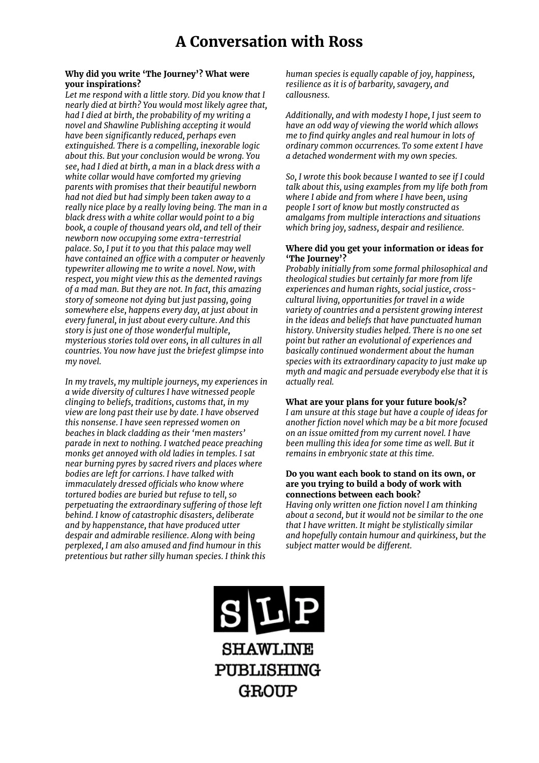# A Conversation with Ross

**Why did you write 'The Journey'? What were your inspirations?**

*Let me respond with a little story. Did you know that I nearly died at birth? You would most likely agree that, had I died at birth, the probability of my writing a novel and Shawline Publishing accepting it would have been significantly reduced, perhaps even extinguished. There is a compelling, inexorable logic about this. But your conclusion would be wrong. You see, had I died at birth, a man in a black dress with a white collar would have comforted my grieving parents with promises that their beautiful newborn had not died but had simply been taken away to a really nice place by a really loving being. The man in a black dress with a white collar would point to a big book, a couple of thousand years old, and tell of their newborn now occupying some extra-terrestrial palace. So, I put it to you that this palace may well have contained an office with a computer or heavenly typewriter allowing me to write a novel. Now, with respect, you might view this as the demented ravings of a mad man. But they are not. In fact, this amazing story of someone not dying but just passing, going somewhere else, happens every day, at just about in every funeral, in just about every culture. And this story is just one of those wonderful multiple, mysterious stories told over eons, in all cultures in all countries. You now have just the briefest glimpse into my novel.*

*In my travels, my multiple journeys, my experiences in a wide diversity of cultures I have witnessed people clinging to beliefs, traditions, customs that, in my view are long past their use by date. I have observed this nonsense. I have seen repressed women on beaches in black cladding as their 'men masters' parade in next to nothing. I watched peace preaching monks get annoyed with old ladies in temples. I sat near burning pyres by sacred rivers and places where bodies are left for carrions. I have talked with immaculately dressed officials who know where tortured bodies are buried but refuse to tell, so perpetuating the extraordinary suffering of those left behind. I know of catastrophic disasters, deliberate and by happenstance, that have produced utter despair and admirable resilience. Along with being perplexed, I am also amused and find humour in this pretentious but rather silly human species. I think this human species is equally capable of joy, happiness, resilience as it is of barbarity, savagery, and callousness.*

*Additionally, and with modesty I hope, I just seem to have an odd way of viewing the world which allows me to find quirky angles and real humour in lots of ordinary common occurrences. To some extent I have a detached wonderment with my own species.*

*So, I wrote this book because I wanted to see if I could talk about this, using examples from my life both from where I abide and from where I have been, using people I sort of know but mostly constructed as amalgams from multiple interactions and situations which bring joy, sadness, despair and resilience.*

**Where did you get your information or ideas for 'The Journey'?**

*Probably initially from some formal philosophical and theological studies but certainly far more from life experiences and human rights, social justice, cross-cultural living, opportunities for travel in a wide variety of countries and a persistent growing interest in the ideas and beliefs that have punctuated human history. University studies helped. There is no one set point but rather an evolutional of experiences and basically continued wonderment about the human species with its extraordinary capacity to just make up myth and magic and persuade everybody else that it is actually real.*

**What are your plans for your future book/s?**

*I am unsure at this stage but have a couple of ideas for another fiction novel which may be a bit more focused on an issue omitted from my current novel. I have been mulling this idea for some time as well. But it remains in embryonic state at this time.*

**Do you want each book to stand on its own, or are you trying to build a body of work with connections between each book?**

*Having only written one fiction novel I am thinking about a second, but it would not be similar to the one that I have written. It might be stylistically similar and hopefully contain humour and quirkiness, but the subject matter would be different.*

SLP

SHAWLINE PUBLISHING GROUP